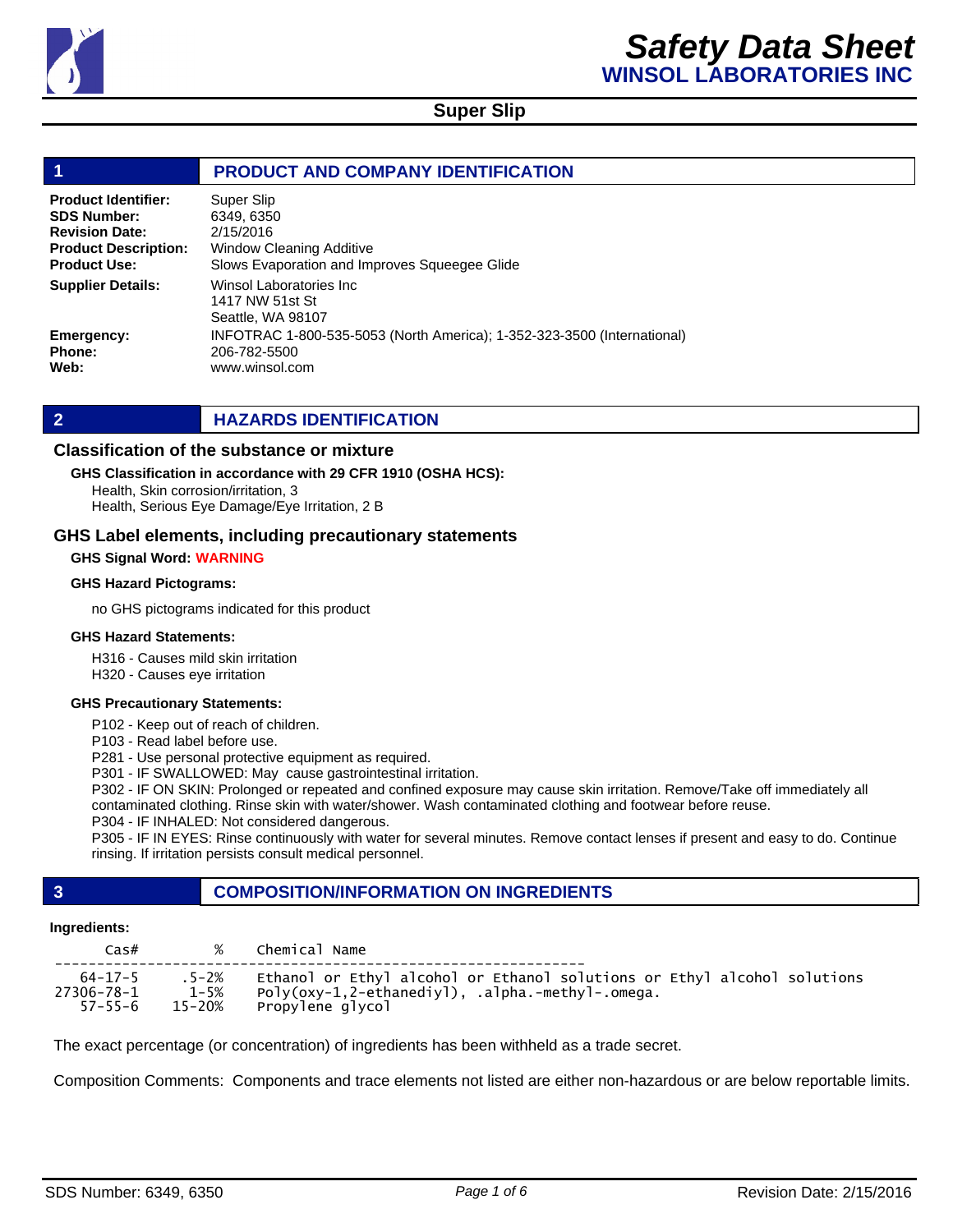# Safety Data Sheet

## WINSOL LABORATORIES INC

**Super Slip**

## 1 PRODUCT AND COMPANY IDENTIFICATION

**Product Identifier:** Super Slip
**SDS Number:** 6349, 6350
**Revision Date:** 2/15/2016
**Product Description:** Window Cleaning Additive
**Product Use:** Slows Evaporation and Improves Squeegee Glide
**Supplier Details:** Winsol Laboratories Inc
1417 NW 51st St
Seattle, WA 98107
**Emergency:** INFOTRAC 1-800-535-5053 (North America); 1-352-323-3500 (International)
**Phone:** 206-782-5500
**Web:** www.winsol.com

## 2 HAZARDS IDENTIFICATION

### Classification of the substance or mixture

**GHS Classification in accordance with 29 CFR 1910 (OSHA HCS):**

Health, Skin corrosion/irritation, 3
Health, Serious Eye Damage/Eye Irritation, 2 B

### GHS Label elements, including precautionary statements

**GHS Signal Word:** WARNING

**GHS Hazard Pictograms:**

no GHS pictograms indicated for this product

**GHS Hazard Statements:**

H316 - Causes mild skin irritation
H320 - Causes eye irritation

**GHS Precautionary Statements:**

P102 - Keep out of reach of children.
P103 - Read label before use.
P281 - Use personal protective equipment as required.
P301 - IF SWALLOWED: May cause gastrointestinal irritation.
P302 - IF ON SKIN: Prolonged or repeated and confined exposure may cause skin irritation. Remove/Take off immediately all contaminated clothing. Rinse skin with water/shower. Wash contaminated clothing and footwear before reuse.
P304 - IF INHALED: Not considered dangerous.
P305 - IF IN EYES: Rinse continuously with water for several minutes. Remove contact lenses if present and easy to do. Continue rinsing. If irritation persists consult medical personnel.

## 3 COMPOSITION/INFORMATION ON INGREDIENTS

**Ingredients:**

| Cas# | % | Chemical Name |
|---|---|---|
| 64-17-5 | .5-2% | Ethanol or Ethyl alcohol or Ethanol solutions or Ethyl alcohol solutions |
| 27306-78-1 | 1-5% | Poly(oxy-1,2-ethanediyl), .alpha.-methyl-.omega. |
| 57-55-6 | 15-20% | Propylene glycol |

The exact percentage (or concentration) of ingredients has been withheld as a trade secret.

Composition Comments: Components and trace elements not listed are either non-hazardous or are below reportable limits.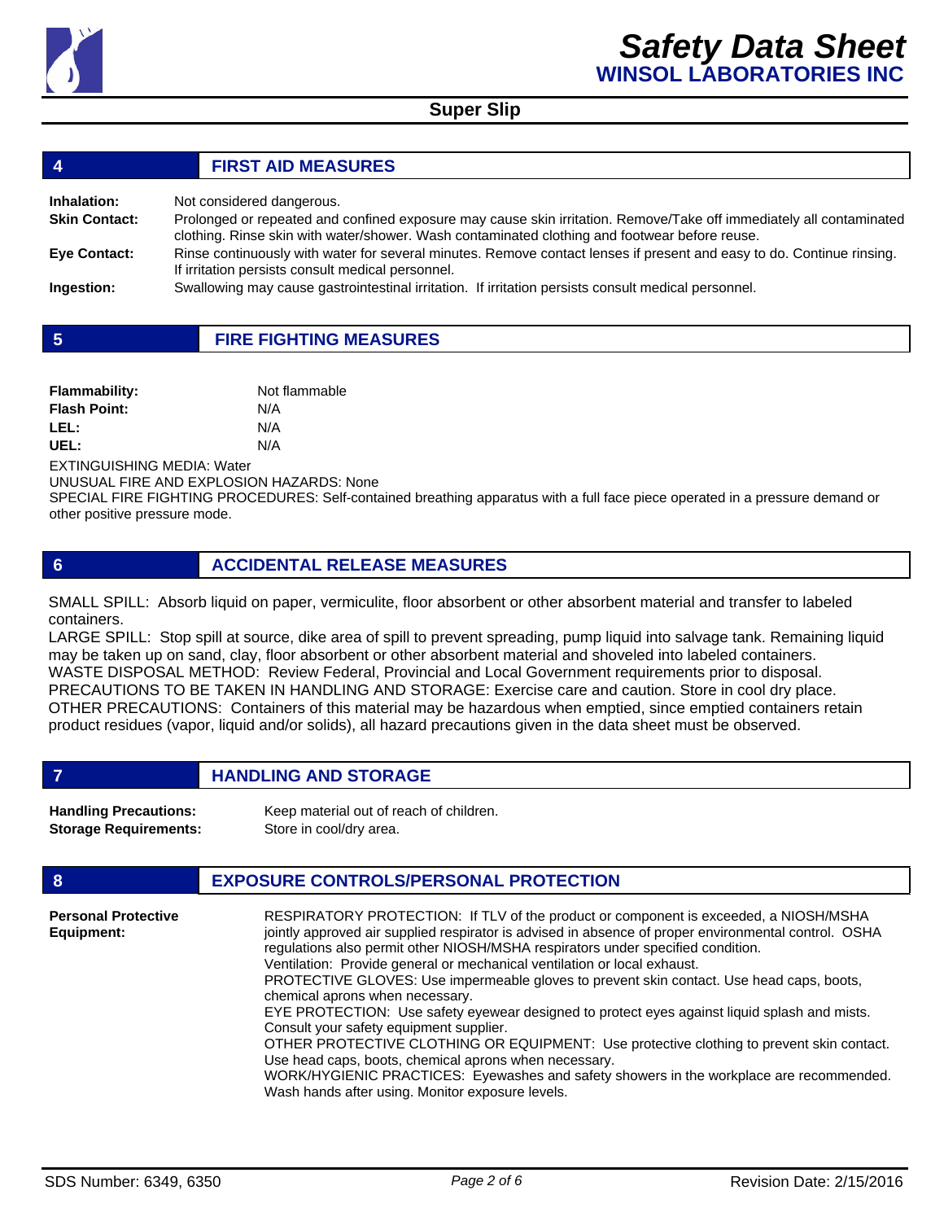## 4 FIRST AID MEASURES

**Inhalation:** Not considered dangerous.

**Skin Contact:** Prolonged or repeated and confined exposure may cause skin irritation. Remove/Take off immediately all contaminated clothing. Rinse skin with water/shower. Wash contaminated clothing and footwear before reuse.

**Eye Contact:** Rinse continuously with water for several minutes. Remove contact lenses if present and easy to do. Continue rinsing. If irritation persists consult medical personnel.

**Ingestion:** Swallowing may cause gastrointestinal irritation. If irritation persists consult medical personnel.

## 5 FIRE FIGHTING MEASURES

**Flammability:** Not flammable
**Flash Point:** N/A
**LEL:** N/A
**UEL:** N/A

EXTINGUISHING MEDIA: Water
UNUSUAL FIRE AND EXPLOSION HAZARDS: None
SPECIAL FIRE FIGHTING PROCEDURES: Self-contained breathing apparatus with a full face piece operated in a pressure demand or other positive pressure mode.

## 6 ACCIDENTAL RELEASE MEASURES

SMALL SPILL: Absorb liquid on paper, vermiculite, floor absorbent or other absorbent material and transfer to labeled containers.
LARGE SPILL: Stop spill at source, dike area of spill to prevent spreading, pump liquid into salvage tank. Remaining liquid may be taken up on sand, clay, floor absorbent or other absorbent material and shoveled into labeled containers.
WASTE DISPOSAL METHOD: Review Federal, Provincial and Local Government requirements prior to disposal.
PRECAUTIONS TO BE TAKEN IN HANDLING AND STORAGE: Exercise care and caution. Store in cool dry place.
OTHER PRECAUTIONS: Containers of this material may be hazardous when emptied, since emptied containers retain product residues (vapor, liquid and/or solids), all hazard precautions given in the data sheet must be observed.

## 7 HANDLING AND STORAGE

**Handling Precautions:** Keep material out of reach of children.
**Storage Requirements:** Store in cool/dry area.

## 8 EXPOSURE CONTROLS/PERSONAL PROTECTION

**Personal Protective Equipment:**

RESPIRATORY PROTECTION: If TLV of the product or component is exceeded, a NIOSH/MSHA jointly approved air supplied respirator is advised in absence of proper environmental control. OSHA regulations also permit other NIOSH/MSHA respirators under specified condition.
Ventilation: Provide general or mechanical ventilation or local exhaust.
PROTECTIVE GLOVES: Use impermeable gloves to prevent skin contact. Use head caps, boots, chemical aprons when necessary.
EYE PROTECTION: Use safety eyewear designed to protect eyes against liquid splash and mists. Consult your safety equipment supplier.
OTHER PROTECTIVE CLOTHING OR EQUIPMENT: Use protective clothing to prevent skin contact. Use head caps, boots, chemical aprons when necessary.
WORK/HYGIENIC PRACTICES: Eyewashes and safety showers in the workplace are recommended. Wash hands after using. Monitor exposure levels.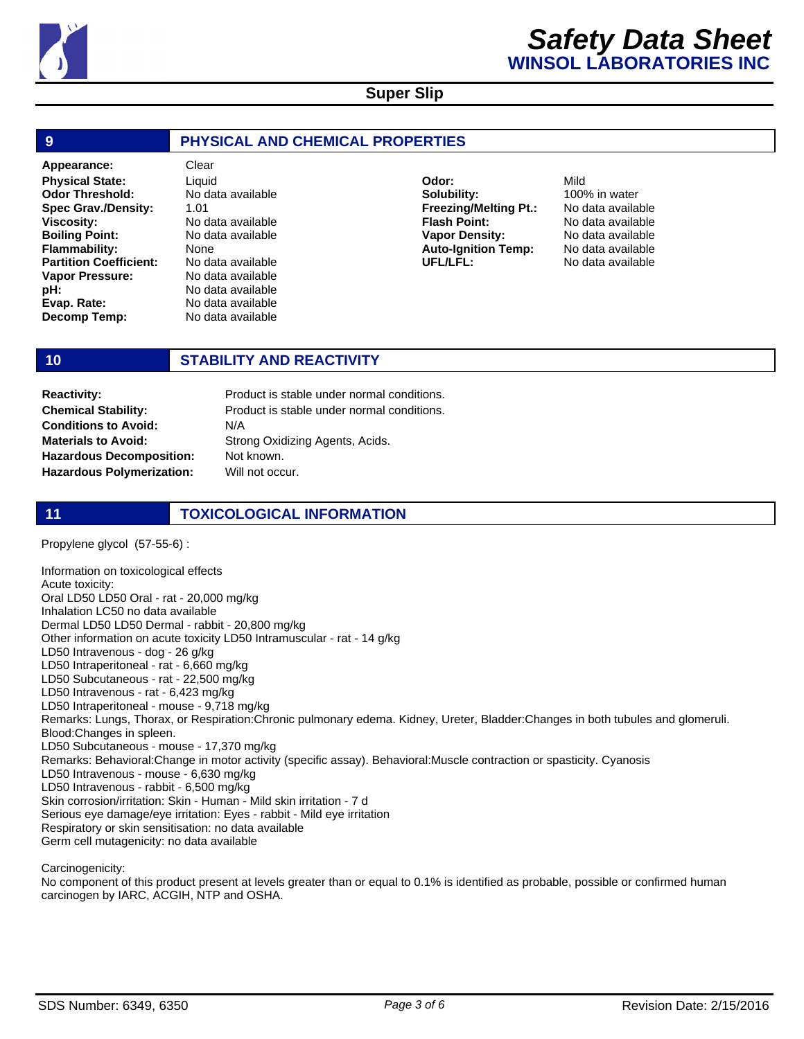## 9 PHYSICAL AND CHEMICAL PROPERTIES

| Property | Value | Property | Value |
|---|---|---|---|
| **Appearance:** | Clear | | |
| **Physical State:** | Liquid | **Odor:** | Mild |
| **Odor Threshold:** | No data available | **Solubility:** | 100% in water |
| **Spec Grav./Density:** | 1.01 | **Freezing/Melting Pt.:** | No data available |
| **Viscosity:** | No data available | **Flash Point:** | No data available |
| **Boiling Point:** | No data available | **Vapor Density:** | No data available |
| **Flammability:** | None | **Auto-Ignition Temp:** | No data available |
| **Partition Coefficient:** | No data available | **UFL/LFL:** | No data available |
| **Vapor Pressure:** | No data available | | |
| **pH:** | No data available | | |
| **Evap. Rate:** | No data available | | |
| **Decomp Temp:** | No data available | | |

## 10 STABILITY AND REACTIVITY

| | |
|---|---|
| **Reactivity:** | Product is stable under normal conditions. |
| **Chemical Stability:** | Product is stable under normal conditions. |
| **Conditions to Avoid:** | N/A |
| **Materials to Avoid:** | Strong Oxidizing Agents, Acids. |
| **Hazardous Decomposition:** | Not known. |
| **Hazardous Polymerization:** | Will not occur. |

## 11 TOXICOLOGICAL INFORMATION

Propylene glycol (57-55-6) :

Information on toxicological effects
Acute toxicity:
Oral LD50 LD50 Oral - rat - 20,000 mg/kg
Inhalation LC50 no data available
Dermal LD50 LD50 Dermal - rabbit - 20,800 mg/kg
Other information on acute toxicity LD50 Intramuscular - rat - 14 g/kg
LD50 Intravenous - dog - 26 g/kg
LD50 Intraperitoneal - rat - 6,660 mg/kg
LD50 Subcutaneous - rat - 22,500 mg/kg
LD50 Intravenous - rat - 6,423 mg/kg
LD50 Intraperitoneal - mouse - 9,718 mg/kg
Remarks: Lungs, Thorax, or Respiration:Chronic pulmonary edema. Kidney, Ureter, Bladder:Changes in both tubules and glomeruli. Blood:Changes in spleen.
LD50 Subcutaneous - mouse - 17,370 mg/kg
Remarks: Behavioral:Change in motor activity (specific assay). Behavioral:Muscle contraction or spasticity. Cyanosis
LD50 Intravenous - mouse - 6,630 mg/kg
LD50 Intravenous - rabbit - 6,500 mg/kg
Skin corrosion/irritation: Skin - Human - Mild skin irritation - 7 d
Serious eye damage/eye irritation: Eyes - rabbit - Mild eye irritation
Respiratory or skin sensitisation: no data available
Germ cell mutagenicity: no data available

Carcinogenicity:
No component of this product present at levels greater than or equal to 0.1% is identified as probable, possible or confirmed human carcinogen by IARC, ACGIH, NTP and OSHA.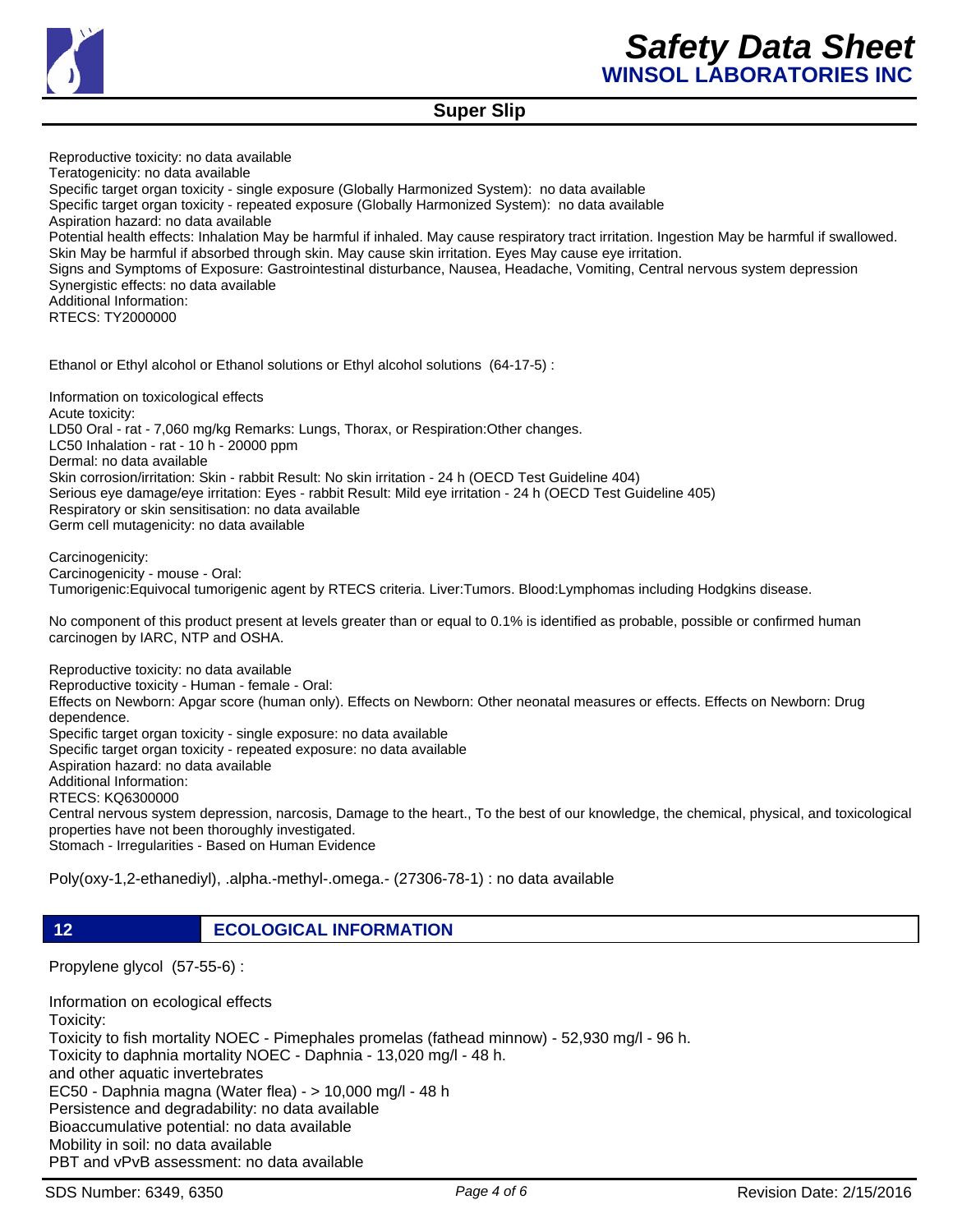Reproductive toxicity: no data available
Teratogenicity: no data available
Specific target organ toxicity - single exposure (Globally Harmonized System): no data available
Specific target organ toxicity - repeated exposure (Globally Harmonized System): no data available
Aspiration hazard: no data available
Potential health effects: Inhalation May be harmful if inhaled. May cause respiratory tract irritation. Ingestion May be harmful if swallowed. Skin May be harmful if absorbed through skin. May cause skin irritation. Eyes May cause eye irritation.
Signs and Symptoms of Exposure: Gastrointestinal disturbance, Nausea, Headache, Vomiting, Central nervous system depression
Synergistic effects: no data available
Additional Information:
RTECS: TY2000000

Ethanol or Ethyl alcohol or Ethanol solutions or Ethyl alcohol solutions (64-17-5) :

Information on toxicological effects
Acute toxicity:
LD50 Oral - rat - 7,060 mg/kg Remarks: Lungs, Thorax, or Respiration:Other changes.
LC50 Inhalation - rat - 10 h - 20000 ppm
Dermal: no data available
Skin corrosion/irritation: Skin - rabbit Result: No skin irritation - 24 h (OECD Test Guideline 404)
Serious eye damage/eye irritation: Eyes - rabbit Result: Mild eye irritation - 24 h (OECD Test Guideline 405)
Respiratory or skin sensitisation: no data available
Germ cell mutagenicity: no data available

Carcinogenicity:
Carcinogenicity - mouse - Oral:
Tumorigenic:Equivocal tumorigenic agent by RTECS criteria. Liver:Tumors. Blood:Lymphomas including Hodgkins disease.

No component of this product present at levels greater than or equal to 0.1% is identified as probable, possible or confirmed human carcinogen by IARC, NTP and OSHA.

Reproductive toxicity: no data available
Reproductive toxicity - Human - female - Oral:
Effects on Newborn: Apgar score (human only). Effects on Newborn: Other neonatal measures or effects. Effects on Newborn: Drug dependence.
Specific target organ toxicity - single exposure: no data available
Specific target organ toxicity - repeated exposure: no data available
Aspiration hazard: no data available
Additional Information:
RTECS: KQ6300000
Central nervous system depression, narcosis, Damage to the heart., To the best of our knowledge, the chemical, physical, and toxicological properties have not been thoroughly investigated.
Stomach - Irregularities - Based on Human Evidence

Poly(oxy-1,2-ethanediyl), .alpha.-methyl-.omega.- (27306-78-1) : no data available

## 12 ECOLOGICAL INFORMATION

Propylene glycol (57-55-6) :

Information on ecological effects
Toxicity:
Toxicity to fish mortality NOEC - Pimephales promelas (fathead minnow) - 52,930 mg/l - 96 h.
Toxicity to daphnia mortality NOEC - Daphnia - 13,020 mg/l - 48 h.
and other aquatic invertebrates
EC50 - Daphnia magna (Water flea) - > 10,000 mg/l - 48 h
Persistence and degradability: no data available
Bioaccumulative potential: no data available
Mobility in soil: no data available
PBT and vPvB assessment: no data available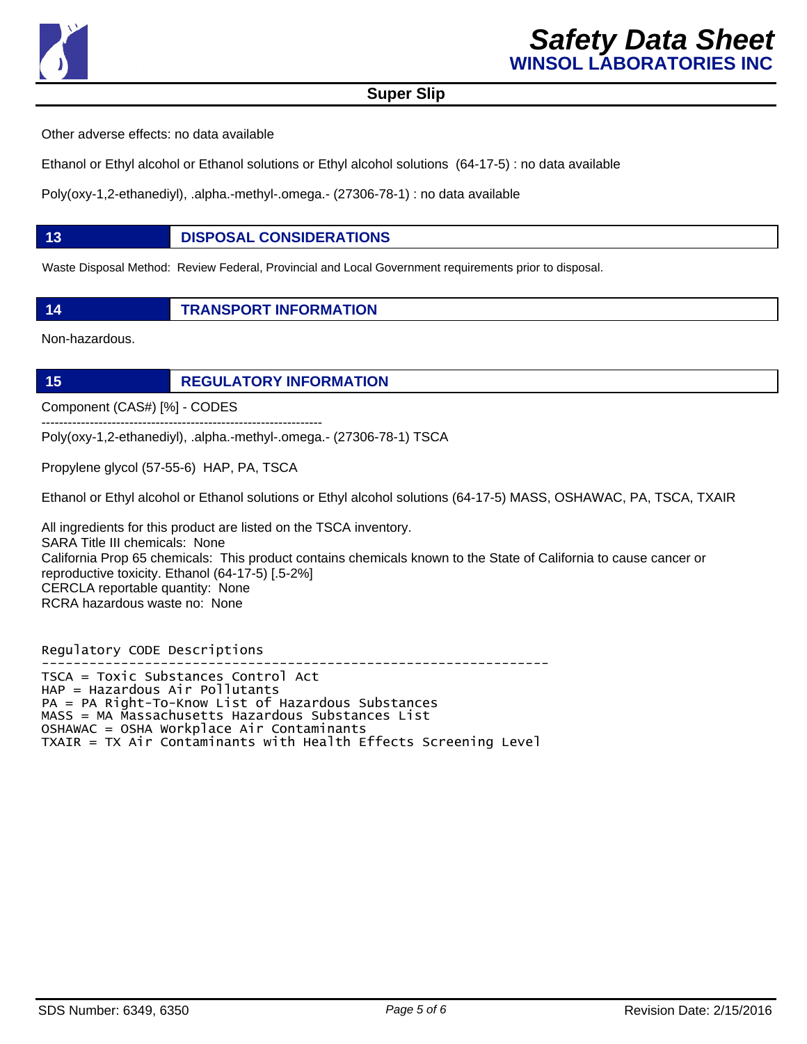Other adverse effects: no data available

Ethanol or Ethyl alcohol or Ethanol solutions or Ethyl alcohol solutions (64-17-5) : no data available

Poly(oxy-1,2-ethanediyl), .alpha.-methyl-.omega.- (27306-78-1) : no data available

## 13 DISPOSAL CONSIDERATIONS

Waste Disposal Method: Review Federal, Provincial and Local Government requirements prior to disposal.

## 14 TRANSPORT INFORMATION

Non-hazardous.

## 15 REGULATORY INFORMATION

Component (CAS#) [%] - CODES

----------------------------------------------------------------

Poly(oxy-1,2-ethanediyl), .alpha.-methyl-.omega.- (27306-78-1) TSCA

Propylene glycol (57-55-6) HAP, PA, TSCA

Ethanol or Ethyl alcohol or Ethanol solutions or Ethyl alcohol solutions (64-17-5) MASS, OSHAWAC, PA, TSCA, TXAIR

All ingredients for this product are listed on the TSCA inventory.
SARA Title III chemicals: None
California Prop 65 chemicals: This product contains chemicals known to the State of California to cause cancer or reproductive toxicity. Ethanol (64-17-5) [.5-2%]
CERCLA reportable quantity: None
RCRA hazardous waste no: None

```
Regulatory CODE Descriptions
----------------------------------------------------------------
TSCA = Toxic Substances Control Act
HAP = Hazardous Air Pollutants
PA = PA Right-To-Know List of Hazardous Substances
MASS = MA Massachusetts Hazardous Substances List
OSHAWAC = OSHA Workplace Air Contaminants
TXAIR = TX Air Contaminants with Health Effects Screening Level
```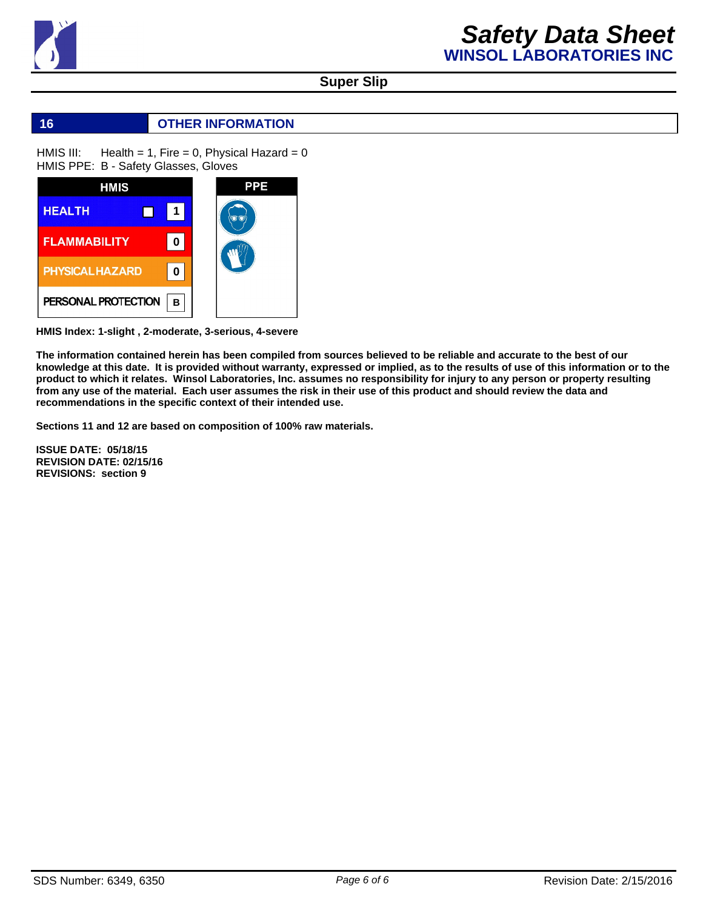## 16 OTHER INFORMATION

HMIS III: Health = 1, Fire = 0, Physical Hazard = 0
HMIS PPE: B - Safety Glasses, Gloves

| HMIS | |
|---|---|
| HEALTH | 1 |
| FLAMMABILITY | 0 |
| PHYSICAL HAZARD | 0 |
| PERSONAL PROTECTION | B |

PPE

**HMIS Index: 1-slight , 2-moderate, 3-serious, 4-severe**

**The information contained herein has been compiled from sources believed to be reliable and accurate to the best of our knowledge at this date. It is provided without warranty, expressed or implied, as to the results of use of this information or to the product to which it relates. Winsol Laboratories, Inc. assumes no responsibility for injury to any person or property resulting from any use of the material. Each user assumes the risk in their use of this product and should review the data and recommendations in the specific context of their intended use.**

**Sections 11 and 12 are based on composition of 100% raw materials.**

**ISSUE DATE: 05/18/15**
**REVISION DATE: 02/15/16**
**REVISIONS: section 9**